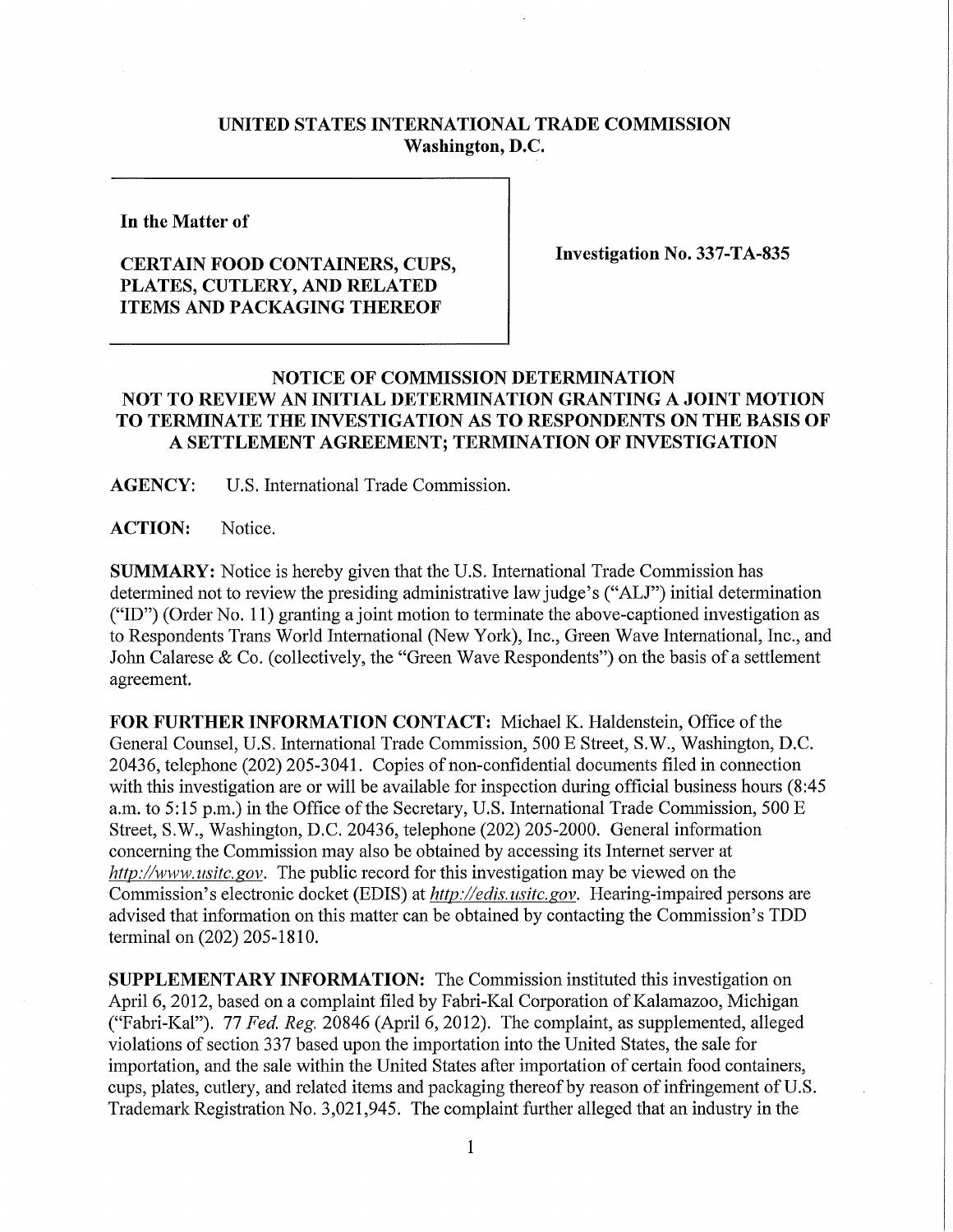# UNITED STATES INTERNATIONAL TRADE COMMISSION
## Washington, D.C.

In the Matter of

**CERTAIN FOOD CONTAINERS, CUPS, PLATES, CUTLERY, AND RELATED ITEMS AND PACKAGING THEREOF**

**Investigation No. 337-TA-835**

## NOTICE OF COMMISSION DETERMINATION NOT TO REVIEW AN INITIAL DETERMINATION GRANTING A JOINT MOTION TO TERMINATE THE INVESTIGATION AS TO RESPONDENTS ON THE BASIS OF A SETTLEMENT AGREEMENT; TERMINATION OF INVESTIGATION

**AGENCY:** U.S. International Trade Commission.

**ACTION:** Notice.

**SUMMARY:** Notice is hereby given that the U.S. International Trade Commission has determined not to review the presiding administrative law judge's ("ALJ") initial determination ("ID") (Order No. 11) granting a joint motion to terminate the above-captioned investigation as to Respondents Trans World International (New York), Inc., Green Wave International, Inc., and John Calarese & Co. (collectively, the "Green Wave Respondents") on the basis of a settlement agreement.

**FOR FURTHER INFORMATION CONTACT:** Michael K. Haldenstein, Office of the General Counsel, U.S. International Trade Commission, 500 E Street, S.W., Washington, D.C. 20436, telephone (202) 205-3041. Copies of non-confidential documents filed in connection with this investigation are or will be available for inspection during official business hours (8:45 a.m. to 5:15 p.m.) in the Office of the Secretary, U.S. International Trade Commission, 500 E Street, S.W., Washington, D.C. 20436, telephone (202) 205-2000. General information concerning the Commission may also be obtained by accessing its Internet server at *http://www.usitc.gov*. The public record for this investigation may be viewed on the Commission's electronic docket (EDIS) at *http://edis.usitc.gov*. Hearing-impaired persons are advised that information on this matter can be obtained by contacting the Commission's TDD terminal on (202) 205-1810.

**SUPPLEMENTARY INFORMATION:** The Commission instituted this investigation on April 6, 2012, based on a complaint filed by Fabri-Kal Corporation of Kalamazoo, Michigan ("Fabri-Kal"). 77 *Fed. Reg.* 20846 (April 6, 2012). The complaint, as supplemented, alleged violations of section 337 based upon the importation into the United States, the sale for importation, and the sale within the United States after importation of certain food containers, cups, plates, cutlery, and related items and packaging thereof by reason of infringement of U.S. Trademark Registration No. 3,021,945. The complaint further alleged that an industry in the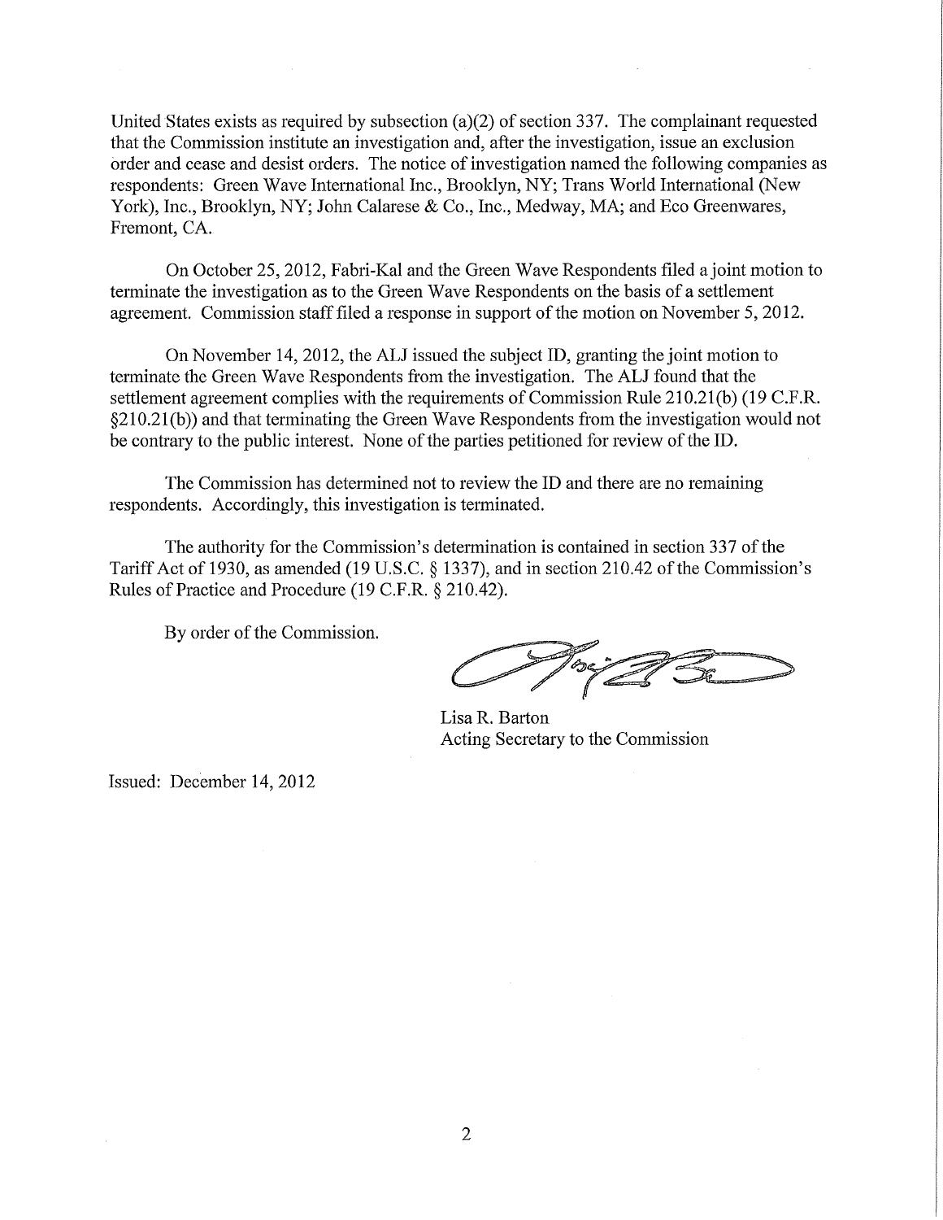United States exists as required by subsection (a)(2) of section 337. The complainant requested that the Commission institute an investigation and, after the investigation, issue an exclusion order and cease and desist orders. The notice of investigation named the following companies as respondents: Green Wave International Inc., Brooklyn, NY; Trans World International (New York), Inc., Brooklyn, NY; John Calarese & Co., Inc., Medway, MA; and Eco Greenwares, Fremont, CA.

On October 25, 2012, Fabri-Kal and the Green Wave Respondents filed a joint motion to terminate the investigation as to the Green Wave Respondents on the basis of a settlement agreement. Commission staff filed a response in support of the motion on November 5, 2012.

On November 14, 2012, the ALJ issued the subject ID, granting the joint motion to terminate the Green Wave Respondents from the investigation. The ALJ found that the settlement agreement complies with the requirements of Commission Rule 210.21(b) (19 C.F.R. §210.21(b)) and that terminating the Green Wave Respondents from the investigation would not be contrary to the public interest. None of the parties petitioned for review of the ID.

The Commission has determined not to review the ID and there are no remaining respondents. Accordingly, this investigation is terminated.

The authority for the Commission's determination is contained in section 337 of the Tariff Act of 1930, as amended (19 U.S.C. § 1337), and in section 210.42 of the Commission's Rules of Practice and Procedure (19 C.F.R. § 210.42).

By order of the Commission.

Lisa R. Barton
Acting Secretary to the Commission

Issued: December 14, 2012